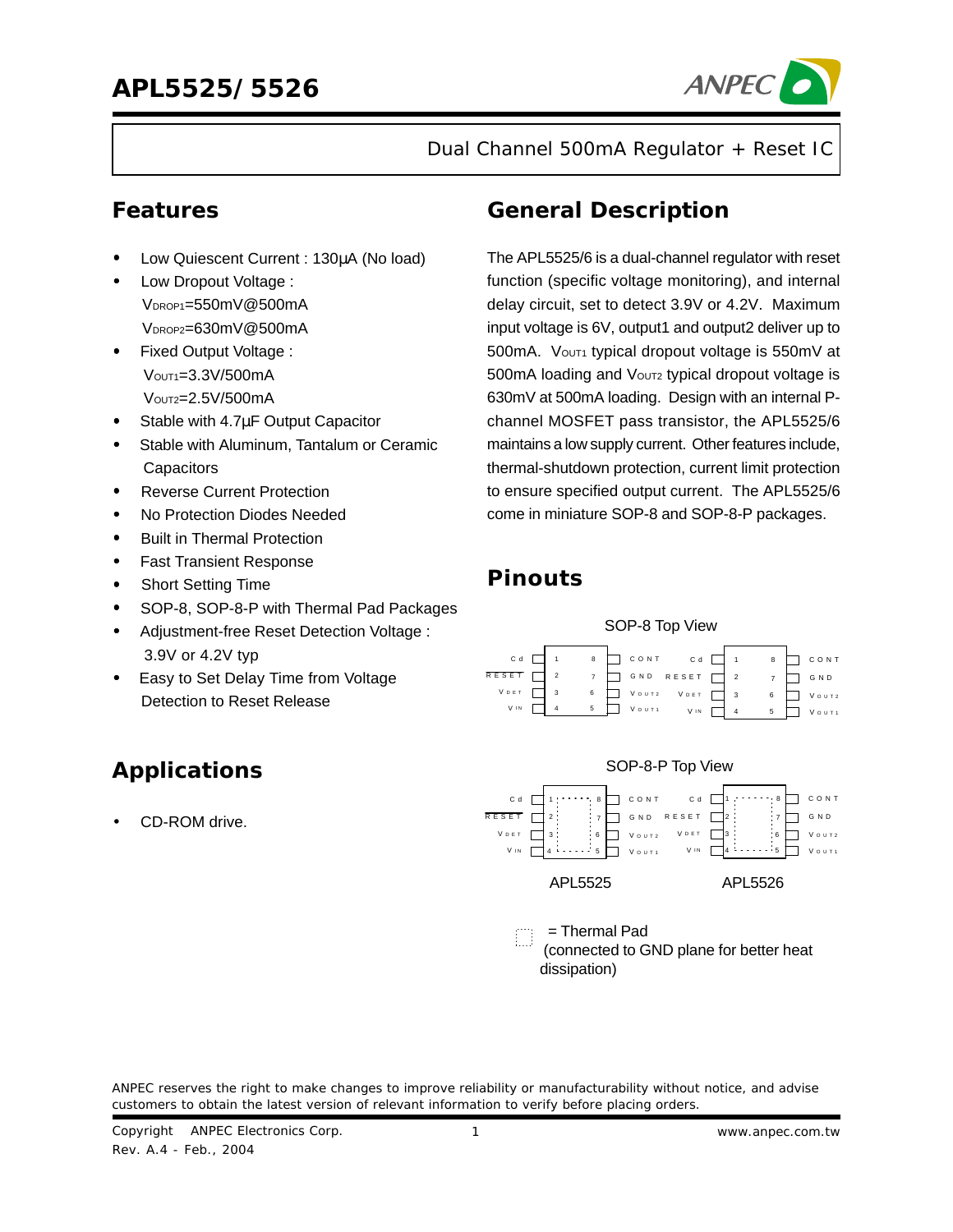# APL5525/5526

Dual Channel 500mA Regulator + Reset IC

## Features

- Low Quiescent Current : 130µA (No load)
- Low Dropout Voltage :
  $V_{DROP1}$=550mV@500mA
  $V_{DROP2}$=630mV@500mA
- Fixed Output Voltage :
  $V_{OUT1}$=3.3V/500mA
  $V_{OUT2}$=2.5V/500mA
- Stable with 4.7µF Output Capacitor
- Stable with Aluminum, Tantalum or Ceramic Capacitors
- Reverse Current Protection
- No Protection Diodes Needed
- Built in Thermal Protection
- Fast Transient Response
- Short Setting Time
- SOP-8, SOP-8-P with Thermal Pad Packages
- Adjustment-free Reset Detection Voltage : 3.9V or 4.2V typ
- Easy to Set Delay Time from Voltage Detection to Reset Release

## Applications

- CD-ROM drive.

## General Description

The APL5525/6 is a dual-channel regulator with reset function (specific voltage monitoring), and internal delay circuit, set to detect 3.9V or 4.2V. Maximum input voltage is 6V, output1 and output2 deliver up to 500mA. $V_{OUT1}$ typical dropout voltage is 550mV at 500mA loading and $V_{OUT2}$ typical dropout voltage is 630mV at 500mA loading. Design with an internal P-channel MOSFET pass transistor, the APL5525/6 maintains a low supply current. Other features include, thermal-shutdown protection, current limit protection to ensure specified output current. The APL5525/6 come in miniature SOP-8 and SOP-8-P packages.

## Pinouts

SOP-8 Top View

| APL5525 Pin | Name | APL5526 Pin | Name |
|---|---|---|---|
| 1 | Cd | 1 | Cd |
| 2 | $\overline{RESET}$ | 2 | RESET |
| 3 | VDET | 3 | VDET |
| 4 | VIN | 4 | VIN |
| 5 | VOUT1 | 5 | VOUT1 |
| 6 | VOUT2 | 6 | VOUT2 |
| 7 | GND | 7 | GND |
| 8 | CONT | 8 | CONT |

SOP-8-P Top View

| APL5525 Pin | Name | APL5526 Pin | Name |
|---|---|---|---|
| 1 | Cd | 1 | Cd |
| 2 | $\overline{RESET}$ | 2 | RESET |
| 3 | VDET | 3 | VDET |
| 4 | VIN | 4 | VIN |
| 5 | VOUT1 | 5 | VOUT1 |
| 6 | VOUT2 | 6 | VOUT2 |
| 7 | GND | 7 | GND |
| 8 | CONT | 8 | CONT |

APL5525 APL5526

= Thermal Pad
(connected to GND plane for better heat dissipation)

ANPEC reserves the right to make changes to improve reliability or manufacturability without notice, and advise customers to obtain the latest version of relevant information to verify before placing orders.

Copyright ANPEC Electronics Corp.
Rev. A.4 - Feb., 2004

www.anpec.com.tw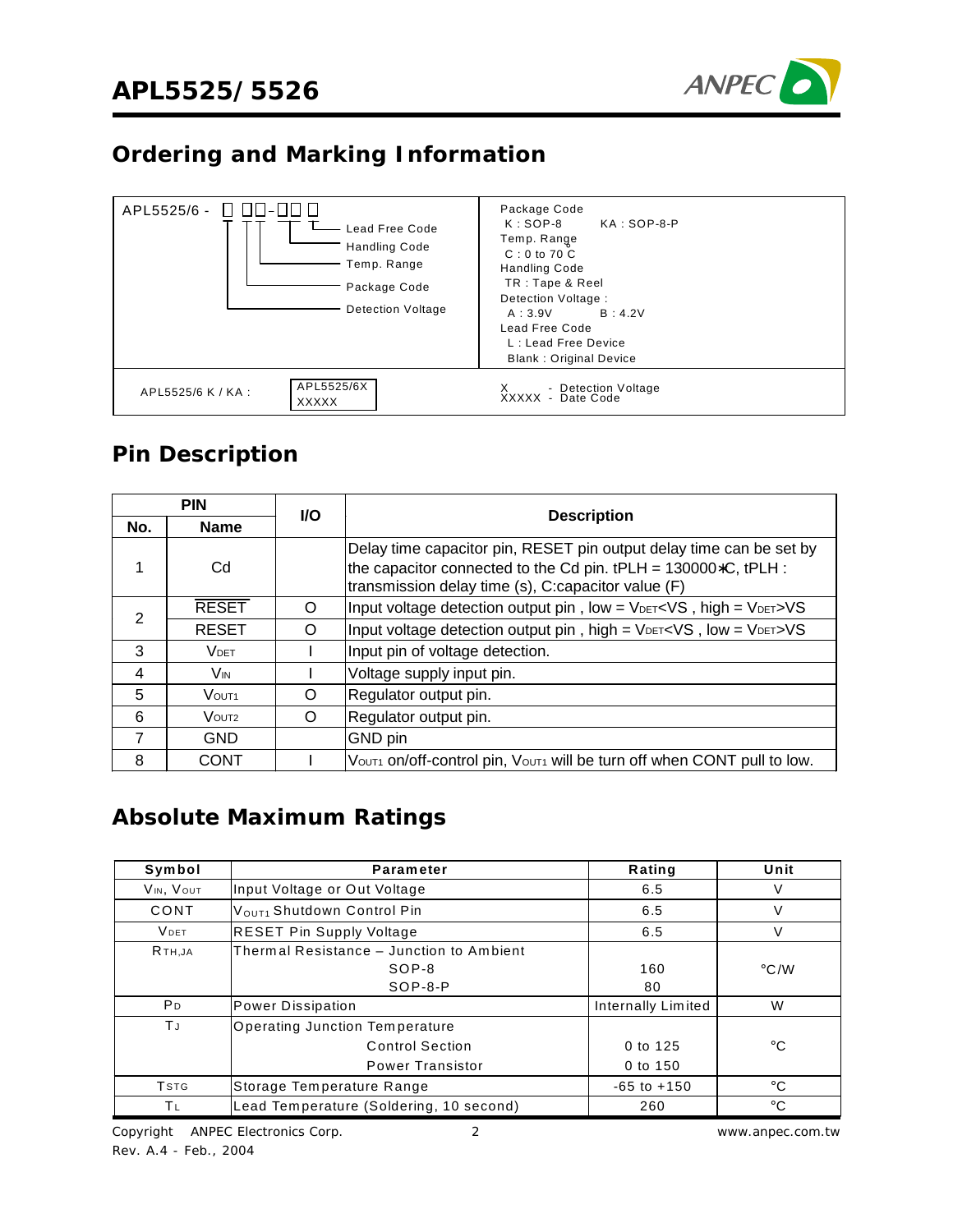## Ordering and Marking Information

| APL5525/6 - □ □□-□□ □ | |
|---|---|
| Lead Free Code<br>Handling Code<br>Temp. Range<br>Package Code<br>Detection Voltage | Package Code<br>K : SOP-8 KA : SOP-8-P<br>Temp. Range<br>C : 0 to 70 °C<br>Handling Code<br>TR : Tape & Reel<br>Detection Voltage :<br>A : 3.9V B : 4.2V<br>Lead Free Code<br>L : Lead Free Device<br>Blank : Original Device |
| APL5525/6 K / KA : APL5525/6X XXXXX | X - Detection Voltage<br>XXXXX - Date Code |

## Pin Description

| PIN | | I/O | Description |
|---|---|---|---|
| No. | Name | | |
| 1 | Cd | | Delay time capacitor pin, RESET pin output delay time can be set by the capacitor connected to the Cd pin. tPLH = 130000*C, tPLH : transmission delay time (s), C:capacitor value (F) |
| 2 | $\overline{RESET}$ | O | Input voltage detection output pin , low = $V_{DET}$<VS , high = $V_{DET}$>VS |
| | RESET | O | Input voltage detection output pin , high = $V_{DET}$<VS , low = $V_{DET}$>VS |
| 3 | $V_{DET}$ | I | Input pin of voltage detection. |
| 4 | $V_{IN}$ | I | Voltage supply input pin. |
| 5 | $V_{OUT1}$ | O | Regulator output pin. |
| 6 | $V_{OUT2}$ | O | Regulator output pin. |
| 7 | GND | | GND pin |
| 8 | CONT | I | $V_{OUT1}$ on/off-control pin, $V_{OUT1}$ will be turn off when CONT pull to low. |

## Absolute Maximum Ratings

| Symbol | Parameter | Rating | Unit |
|---|---|---|---|
| $V_{IN}$, $V_{OUT}$ | Input Voltage or Out Voltage | 6.5 | V |
| CONT | $V_{OUT1}$ Shutdown Control Pin | 6.5 | V |
| $V_{DET}$ | RESET Pin Supply Voltage | 6.5 | V |
| $R_{TH,JA}$ | Thermal Resistance – Junction to Ambient<br>SOP-8<br>SOP-8-P | <br>160<br>80 | °C/W |
| $P_D$ | Power Dissipation | Internally Limited | W |
| $T_J$ | Operating Junction Temperature<br>Control Section<br>Power Transistor | <br>0 to 125<br>0 to 150 | °C |
| $T_{STG}$ | Storage Temperature Range | -65 to +150 | °C |
| $T_L$ | Lead Temperature (Soldering, 10 second) | 260 | °C |

Copyright © ANPEC Electronics Corp.
Rev. A.4 - Feb., 2004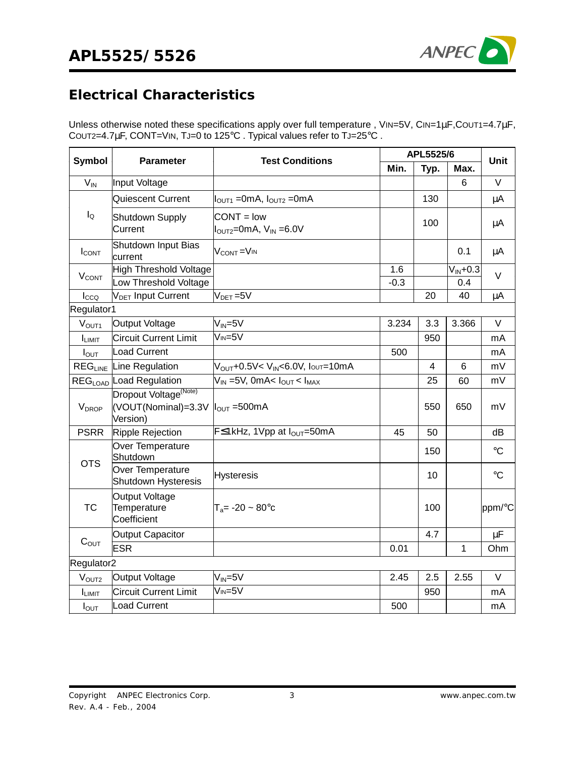## Electrical Characteristics

Unless otherwise noted these specifications apply over full temperature , $V_{IN}$=5V, $C_{IN}$=1μF, $C_{OUT1}$=4.7μF, $C_{OUT2}$=4.7μF, CONT=$V_{IN}$, $T_J$=0 to 125°C . Typical values refer to $T_J$=25°C .

| Symbol | Parameter | Test Conditions | APL5525/6 | | | Unit |
|---|---|---|---|---|---|---|
| | | | Min. | Typ. | Max. | |
| $V_{IN}$ | Input Voltage | | | | 6 | V |
| $I_Q$ | Quiescent Current | $I_{OUT1}$ =0mA, $I_{OUT2}$ =0mA | | 130 | | μA |
| | Shutdown Supply Current | CONT = low $I_{OUT2}$=0mA, $V_{IN}$ =6.0V | | 100 | | μA |
| $I_{CONT}$ | Shutdown Input Bias current | $V_{CONT}$ =$V_{IN}$ | | | 0.1 | μA |
| $V_{CONT}$ | High Threshold Voltage | | 1.6 | | $V_{IN}$+0.3 | V |
| | Low Threshold Voltage | | -0.3 | | 0.4 | |
| $I_{CCQ}$ | $V_{DET}$ Input Current | $V_{DET}$ =5V | | 20 | 40 | μA |
| Regulator1 | | | | | | |
| $V_{OUT1}$ | Output Voltage | $V_{IN}$=5V | 3.234 | 3.3 | 3.366 | V |
| $I_{LIMIT}$ | Circuit Current Limit | $V_{IN}$=5V | | 950 | | mA |
| $I_{OUT}$ | Load Current | | 500 | | | mA |
| $REG_{LINE}$ | Line Regulation | $V_{OUT}$+0.5V< $V_{IN}$<6.0V, $I_{OUT}$=10mA | | 4 | 6 | mV |
| $REG_{LOAD}$ | Load Regulation | $V_{IN}$ =5V, 0mA< $I_{OUT}$ < $I_{MAX}$ | | 25 | 60 | mV |
| $V_{DROP}$ | Dropout Voltage(Note) (VOUT(Nominal)=3.3V Version) | $I_{OUT}$ =500mA | | 550 | 650 | mV |
| PSRR | Ripple Rejection | F≤1kHz, 1Vpp at $I_{OUT}$=50mA | 45 | 50 | | dB |
| OTS | Over Temperature Shutdown | | | 150 | | °C |
| | Over Temperature Shutdown Hysteresis | Hysteresis | | 10 | | °C |
| TC | Output Voltage Temperature Coefficient | $T_a$= -20 ~ 80°c | | 100 | | ppm/°C |
| $C_{OUT}$ | Output Capacitor | | | 4.7 | | μF |
| | ESR | | 0.01 | | 1 | Ohm |
| Regulator2 | | | | | | |
| $V_{OUT2}$ | Output Voltage | $V_{IN}$=5V | 2.45 | 2.5 | 2.55 | V |
| $I_{LIMIT}$ | Circuit Current Limit | $V_{IN}$=5V | | 950 | | mA |
| $I_{OUT}$ | Load Current | | 500 | | | mA |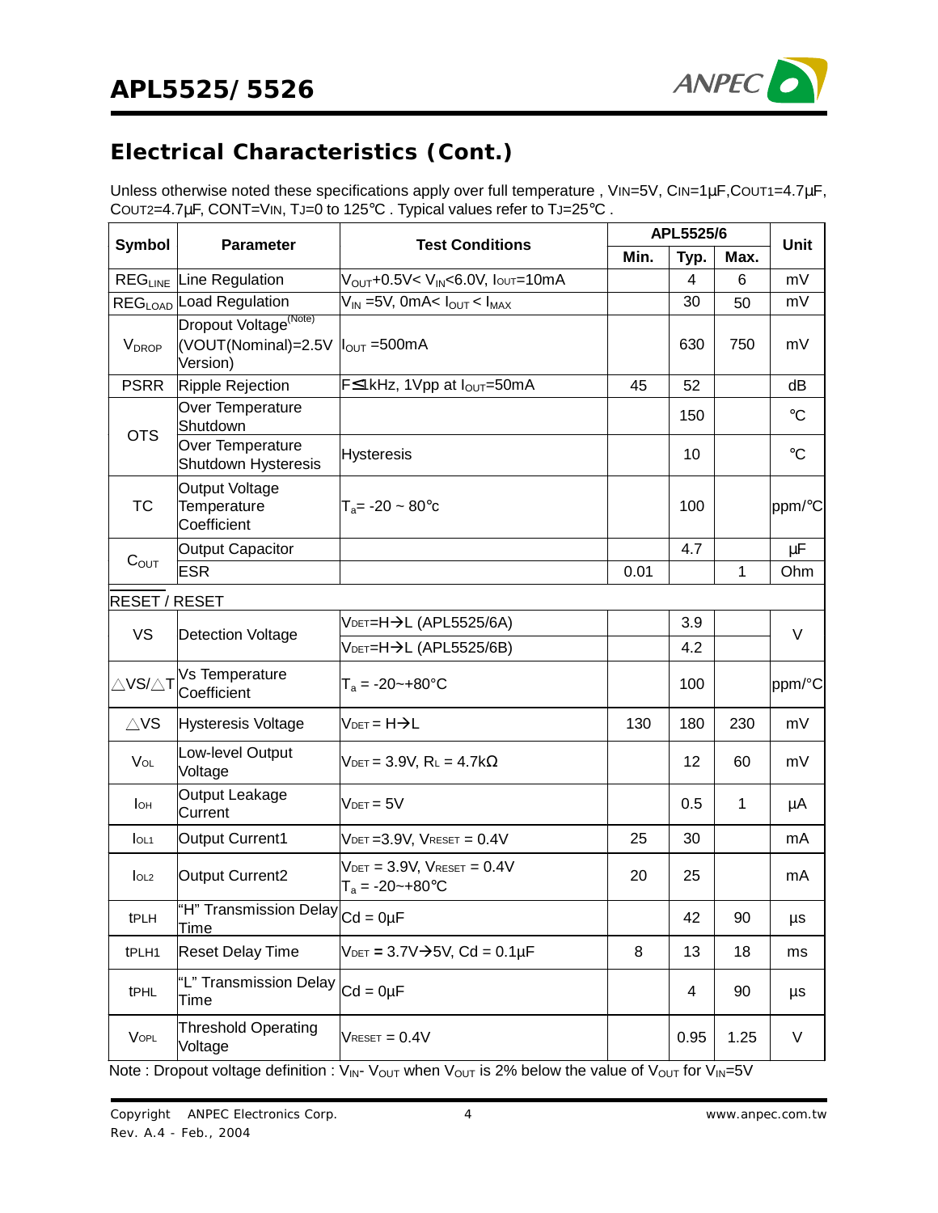## Electrical Characteristics (Cont.)

Unless otherwise noted these specifications apply over full temperature , $V_{IN}$=5V, $C_{IN}$=1μF,$C_{OUT1}$=4.7μF, $C_{OUT2}$=4.7μF, CONT=$V_{IN}$, $T_J$=0 to 125°C . Typical values refer to $T_J$=25°C .

| Symbol | Parameter | Test Conditions | APL5525/6 | | | Unit |
|---|---|---|---|---|---|---|
| | | | Min. | Typ. | Max. | |
| $REG_{LINE}$ | Line Regulation | $V_{OUT}$+0.5V< $V_{IN}$<6.0V, $I_{OUT}$=10mA | | 4 | 6 | mV |
| $REG_{LOAD}$ | Load Regulation | $V_{IN}$ =5V, 0mA< $I_{OUT}$ < $I_{MAX}$ | | 30 | 50 | mV |
| $V_{DROP}$ | Dropout Voltage(Note) (VOUT(Nominal)=2.5V Version) | $I_{OUT}$ =500mA | | 630 | 750 | mV |
| PSRR | Ripple Rejection | F≤1kHz, 1Vpp at $I_{OUT}$=50mA | 45 | 52 | | dB |
| OTS | Over Temperature Shutdown | | | 150 | | °C |
| | Over Temperature Shutdown Hysteresis | Hysteresis | | 10 | | °C |
| TC | Output Voltage Temperature Coefficient | $T_a$= -20 ~ 80°c | | 100 | | ppm/°C |
| $C_{OUT}$ | Output Capacitor | | | 4.7 | | μF |
| | ESR | | 0.01 | | 1 | Ohm |
| RESET / RESET | | | | | | |
| VS | Detection Voltage | $V_{DET}$=H→L (APL5525/6A) | | 3.9 | | V |
| | | $V_{DET}$=H→L (APL5525/6B) | | 4.2 | | |
| △VS/△T | Vs Temperature Coefficient | $T_a$ = -20~+80°C | | 100 | | ppm/°C |
| △VS | Hysteresis Voltage | $V_{DET}$ = H→L | 130 | 180 | 230 | mV |
| $V_{OL}$ | Low-level Output Voltage | $V_{DET}$ = 3.9V, $R_L$ = 4.7kΩ | | 12 | 60 | mV |
| $I_{OH}$ | Output Leakage Current | $V_{DET}$ = 5V | | 0.5 | 1 | μA |
| $I_{OL1}$ | Output Current1 | $V_{DET}$ =3.9V, $V_{RESET}$ = 0.4V | 25 | 30 | | mA |
| $I_{OL2}$ | Output Current2 | $V_{DET}$ = 3.9V, $V_{RESET}$ = 0.4V $T_a$ = -20~+80°C | 20 | 25 | | mA |
| tPLH | "H" Transmission Delay Time | Cd = 0μF | | 42 | 90 | μs |
| tPLH1 | Reset Delay Time | $V_{DET}$ = 3.7V→5V, Cd = 0.1μF | 8 | 13 | 18 | ms |
| tPHL | "L" Transmission Delay Time | Cd = 0μF | | 4 | 90 | μs |
| $V_{OPL}$ | Threshold Operating Voltage | $V_{RESET}$ = 0.4V | | 0.95 | 1.25 | V |

Note : Dropout voltage definition : $V_{IN}$- $V_{OUT}$ when $V_{OUT}$ is 2% below the value of $V_{OUT}$ for $V_{IN}$=5V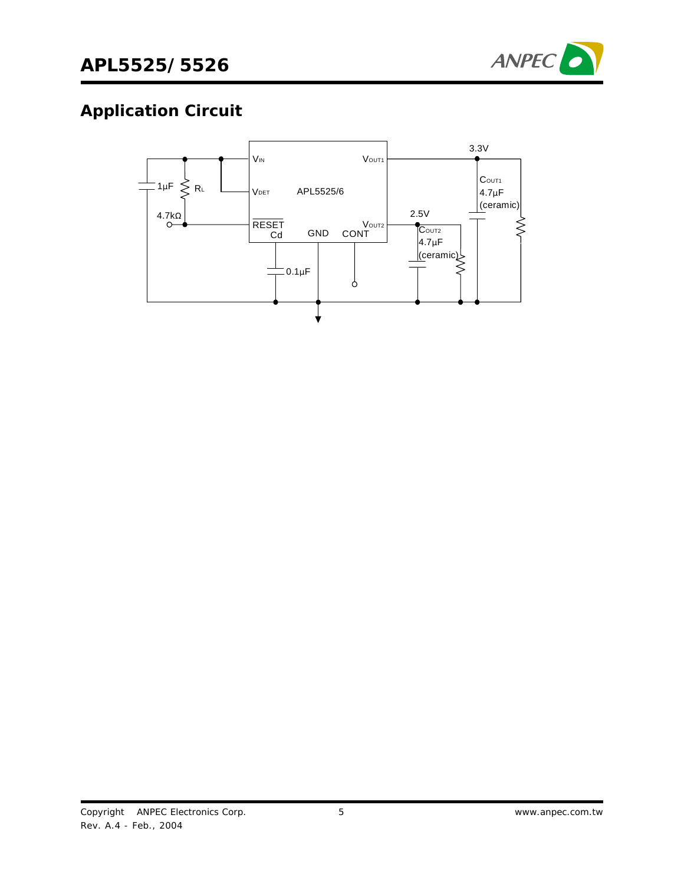## Application Circuit

$V_{IN}$ $V_{OUT1}$ 3.3V

1μF $R_L$ $V_{DET}$ APL5525/6 $C_{OUT1}$ 4.7μF (ceramic)

4.7kΩ

RESET Cd GND CONT $V_{OUT2}$ 2.5V $C_{OUT2}$ 4.7μF (ceramic)

0.1μF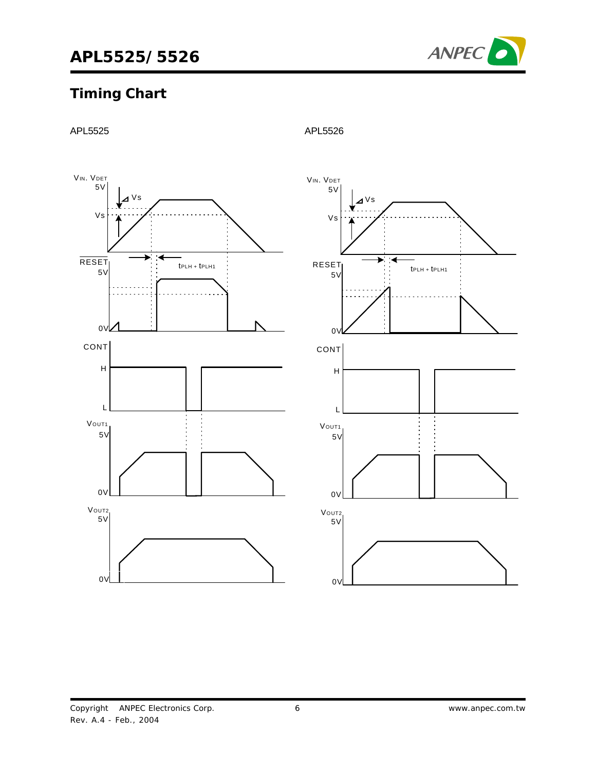## Timing Chart

APL5525

APL5526

$V_{IN}$. $V_{DET}$

5V

$\Delta V_S$

$V_S$

$\overline{RESET}$

5V

$t_{PLH} + t_{PLH1}$

0V

CONT

H

L

$V_{OUT1}$

5V

0V

$V_{OUT2}$

5V

0V

$V_{IN}$. $V_{DET}$

5V

$\Delta V_S$

$V_S$

RESET

5V

$t_{PLH} + t_{PLH1}$

0V

CONT

H

L

$V_{OUT1}$

5V

0V

$V_{OUT2}$

5V

0V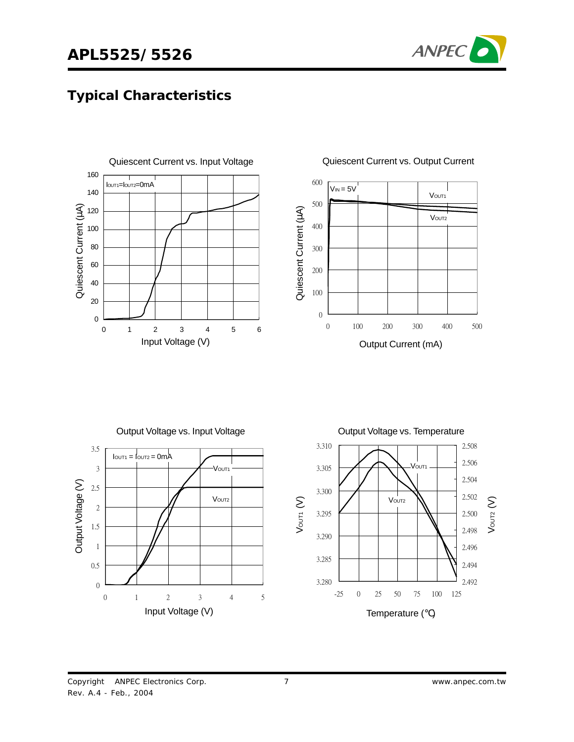## Typical Characteristics

Quiescent Current vs. Input Voltage

Quiescent Current vs. Output Current

Output Voltage vs. Input Voltage

Output Voltage vs. Temperature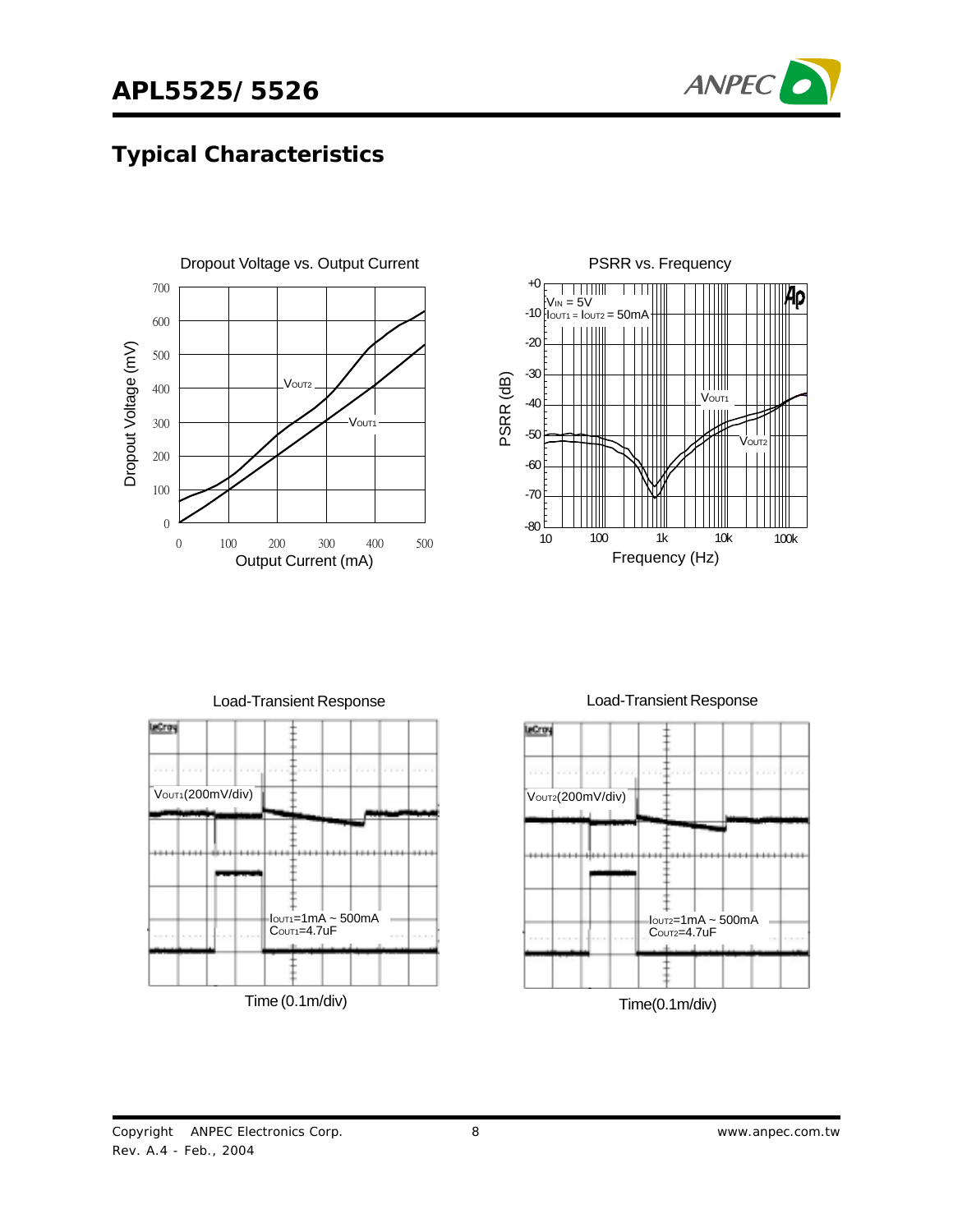## Typical Characteristics

Dropout Voltage vs. Output Current

PSRR vs. Frequency

Load-Transient Response

Time (0.1m/div)

Load-Transient Response

Time(0.1m/div)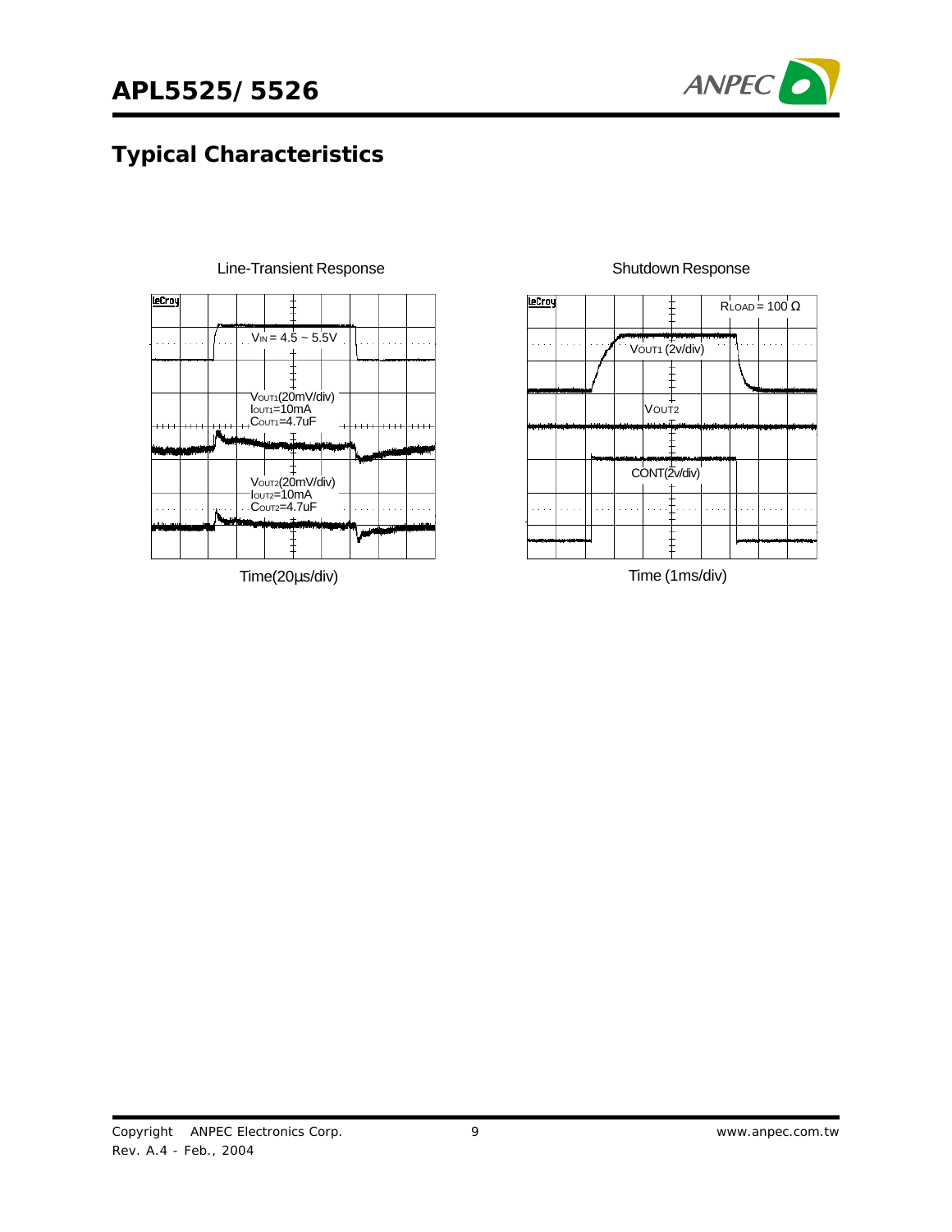## Typical Characteristics

Line-Transient Response

$V_{IN}$ = 4.5 ~ 5.5V

$V_{OUT1}$(20mV/div)
$I_{OUT1}$=10mA
$C_{OUT1}$=4.7uF

$V_{OUT2}$(20mV/div)
$I_{OUT2}$=10mA
$C_{OUT2}$=4.7uF

Time(20μs/div)

Shutdown Response

$R_{LOAD}$ = 100 Ω

$V_{OUT1}$ (2v/div)

$V_{OUT2}$

CONT(2v/div)

Time (1ms/div)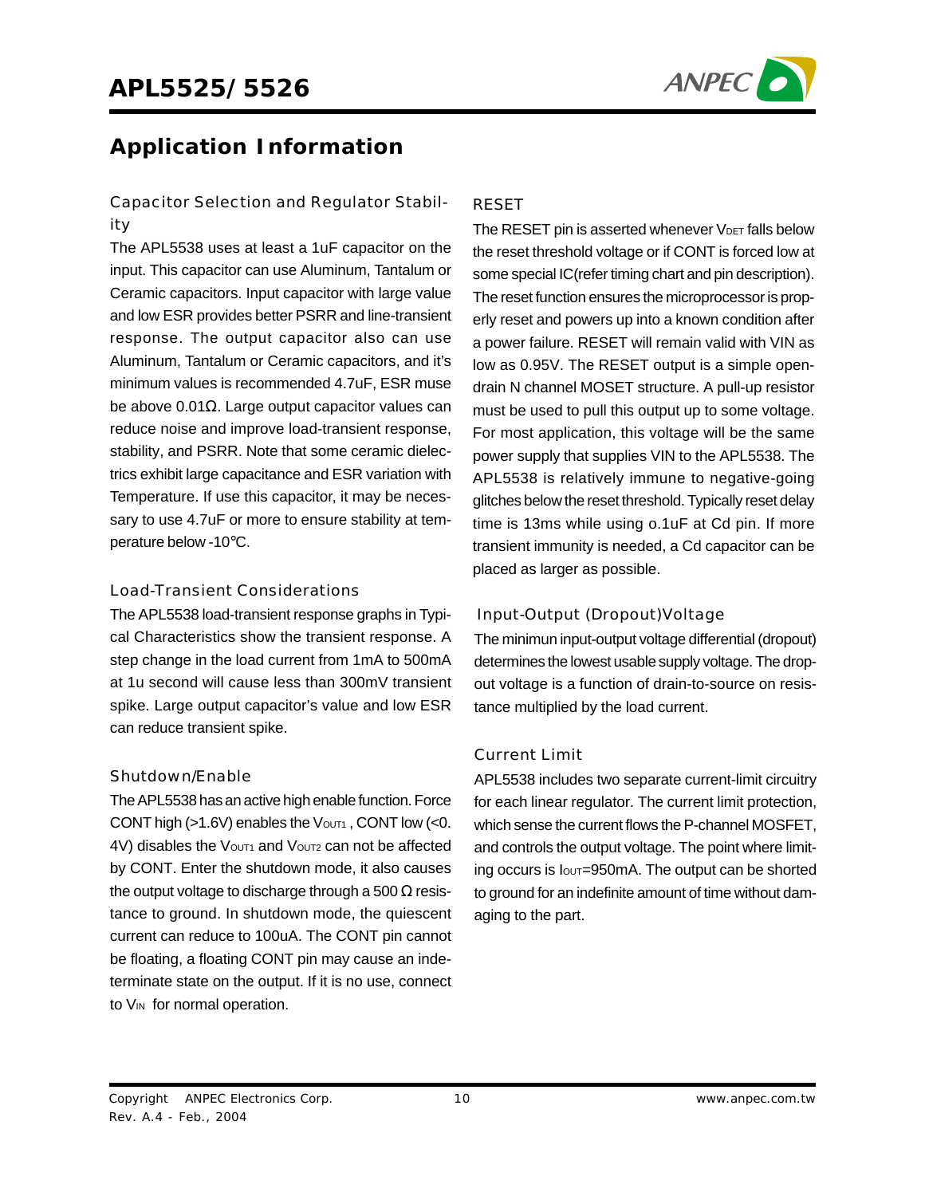## Application Information

### Capacitor Selection and Regulator Stability

The APL5538 uses at least a 1uF capacitor on the input. This capacitor can use Aluminum, Tantalum or Ceramic capacitors. Input capacitor with large value and low ESR provides better PSRR and line-transient response. The output capacitor also can use Aluminum, Tantalum or Ceramic capacitors, and it's minimum values is recommended 4.7uF, ESR muse be above 0.01Ω. Large output capacitor values can reduce noise and improve load-transient response, stability, and PSRR. Note that some ceramic dielectrics exhibit large capacitance and ESR variation with Temperature. If use this capacitor, it may be necessary to use 4.7uF or more to ensure stability at temperature below -10°C.

### Load-Transient Considerations

The APL5538 load-transient response graphs in Typical Characteristics show the transient response. A step change in the load current from 1mA to 500mA at 1u second will cause less than 300mV transient spike. Large output capacitor's value and low ESR can reduce transient spike.

### Shutdown/Enable

The APL5538 has an active high enable function. Force CONT high (>1.6V) enables the $V_{OUT1}$ , CONT low (<0.4V) disables the $V_{OUT1}$ and $V_{OUT2}$ can not be affected by CONT. Enter the shutdown mode, it also causes the output voltage to discharge through a 500 Ω resistance to ground. In shutdown mode, the quiescent current can reduce to 100uA. The CONT pin cannot be floating, a floating CONT pin may cause an indeterminate state on the output. If it is no use, connect to $V_{IN}$ for normal operation.

### RESET

The RESET pin is asserted whenever $V_{DET}$ falls below the reset threshold voltage or if CONT is forced low at some special IC(refer timing chart and pin description). The reset function ensures the microprocessor is properly reset and powers up into a known condition after a power failure. RESET will remain valid with VIN as low as 0.95V. The RESET output is a simple open-drain N channel MOSET structure. A pull-up resistor must be used to pull this output up to some voltage. For most application, this voltage will be the same power supply that supplies VIN to the APL5538. The APL5538 is relatively immune to negative-going glitches below the reset threshold. Typically reset delay time is 13ms while using o.1uF at Cd pin. If more transient immunity is needed, a Cd capacitor can be placed as larger as possible.

### Input-Output (Dropout)Voltage

The minimun input-output voltage differential (dropout) determines the lowest usable supply voltage. The dropout voltage is a function of drain-to-source on resistance multiplied by the load current.

### Current Limit

APL5538 includes two separate current-limit circuitry for each linear regulator. The current limit protection, which sense the current flows the P-channel MOSFET, and controls the output voltage. The point where limiting occurs is $I_{OUT}$=950mA. The output can be shorted to ground for an indefinite amount of time without damaging to the part.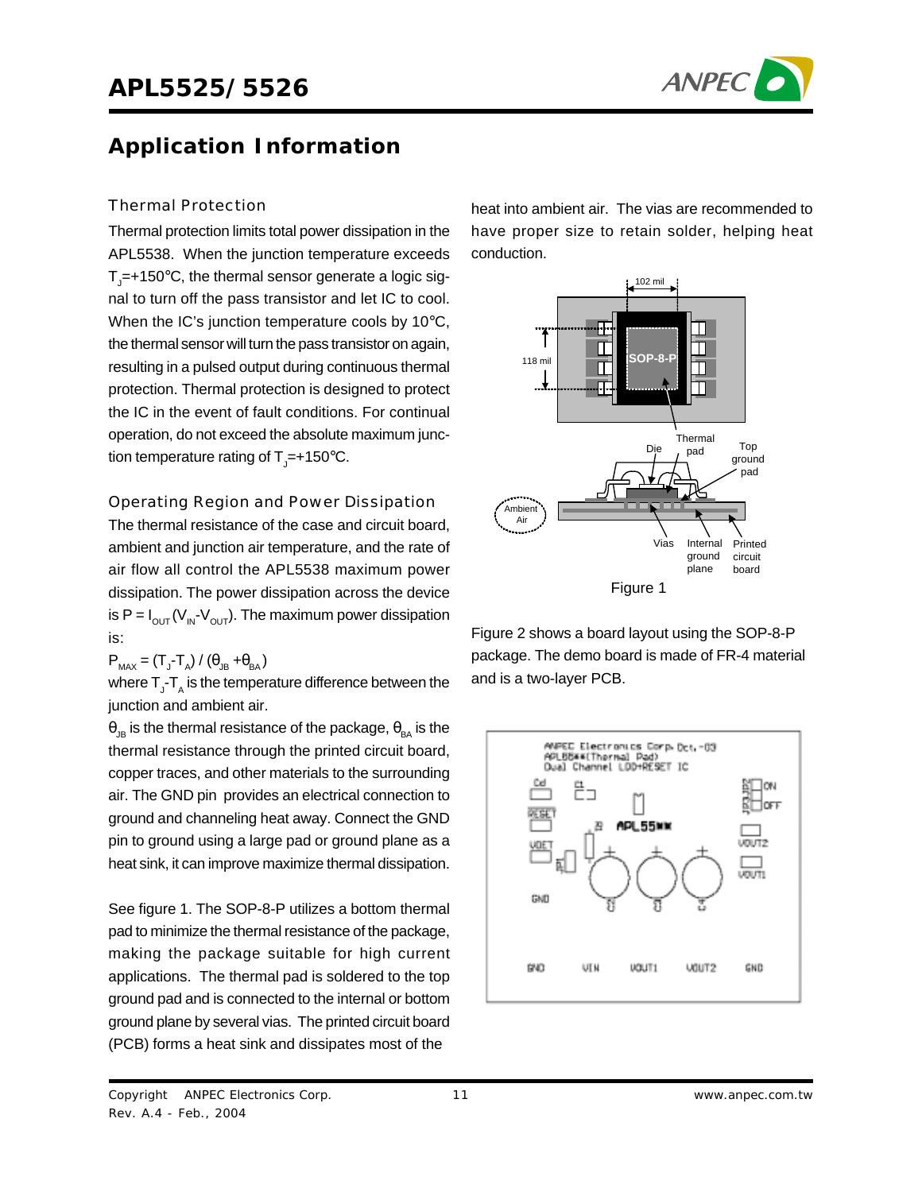## Application Information

### Thermal Protection

Thermal protection limits total power dissipation in the APL5538. When the junction temperature exceeds $T_J$=+150°C, the thermal sensor generate a logic signal to turn off the pass transistor and let IC to cool. When the IC's junction temperature cools by 10°C, the thermal sensor will turn the pass transistor on again, resulting in a pulsed output during continuous thermal protection. Thermal protection is designed to protect the IC in the event of fault conditions. For continual operation, do not exceed the absolute maximum junction temperature rating of $T_J$=+150°C.

### Operating Region and Power Dissipation

The thermal resistance of the case and circuit board, ambient and junction air temperature, and the rate of air flow all control the APL5538 maximum power dissipation. The power dissipation across the device is $P = I_{OUT} (V_{IN}-V_{OUT})$. The maximum power dissipation is:

$$P_{MAX} = (T_J-T_A) / (\theta_{JB} + \theta_{BA})$$

where $T_J$-$T_A$ is the temperature difference between the junction and ambient air.

$\theta_{JB}$ is the thermal resistance of the package, $\theta_{BA}$ is the thermal resistance through the printed circuit board, copper traces, and other materials to the surrounding air. The GND pin provides an electrical connection to ground and channeling heat away. Connect the GND pin to ground using a large pad or ground plane as a heat sink, it can improve maximize thermal dissipation.

See figure 1. The SOP-8-P utilizes a bottom thermal pad to minimize the thermal resistance of the package, making the package suitable for high current applications. The thermal pad is soldered to the top ground pad and is connected to the internal or bottom ground plane by several vias. The printed circuit board (PCB) forms a heat sink and dissipates most of the heat into ambient air. The vias are recommended to have proper size to retain solder, helping heat conduction.

Figure 1

Figure 2 shows a board layout using the SOP-8-P package. The demo board is made of FR-4 material and is a two-layer PCB.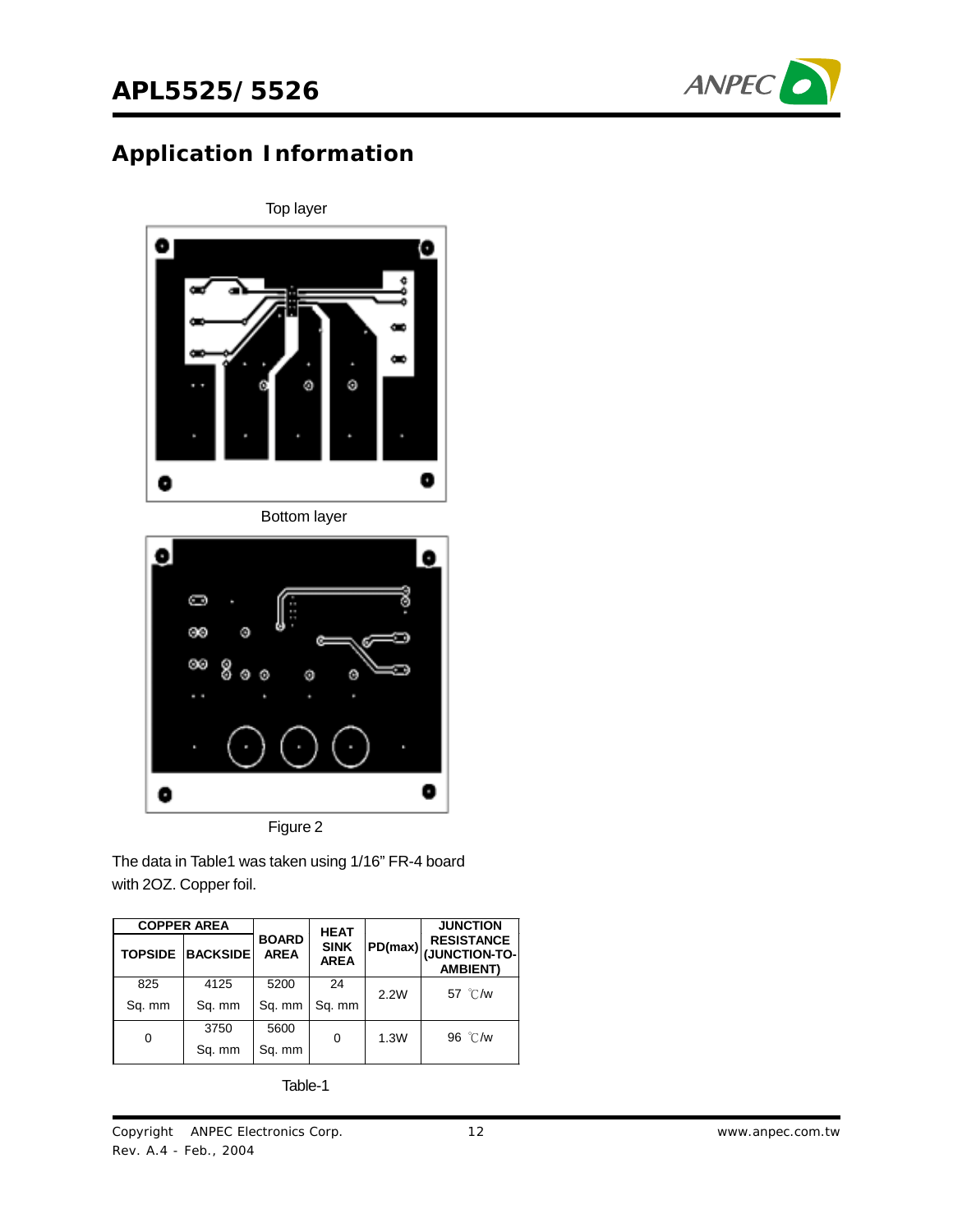## Application Information

Top layer

Bottom layer

Figure 2

The data in Table1 was taken using 1/16" FR-4 board with 2OZ. Copper foil.

| COPPER AREA | | BOARD AREA | HEAT SINK AREA | PD(max) | JUNCTION RESISTANCE (JUNCTION-TO-AMBIENT) |
|---|---|---|---|---|---|
| TOPSIDE | BACKSIDE | | | | |
| 825 Sq. mm | 4125 Sq. mm | 5200 Sq. mm | 24 Sq. mm | 2.2W | 57 ℃/w |
| 0 | 3750 Sq. mm | 5600 Sq. mm | 0 | 1.3W | 96 ℃/w |

Table-1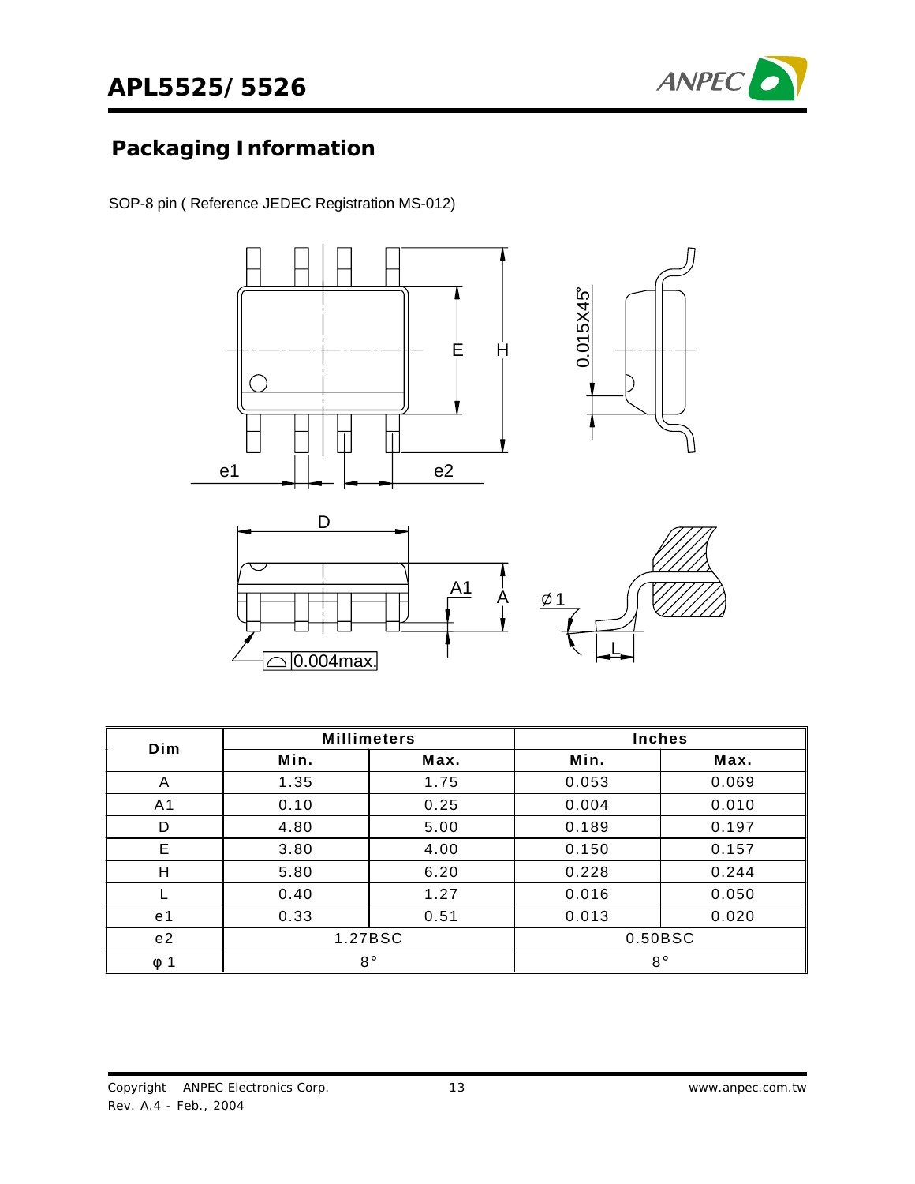## Packaging Information

SOP-8 pin ( Reference JEDEC Registration MS-012)

| Dim | Millimeters | | Inches | |
|---|---|---|---|---|
| | Min. | Max. | Min. | Max. |
| A | 1.35 | 1.75 | 0.053 | 0.069 |
| A1 | 0.10 | 0.25 | 0.004 | 0.010 |
| D | 4.80 | 5.00 | 0.189 | 0.197 |
| E | 3.80 | 4.00 | 0.150 | 0.157 |
| H | 5.80 | 6.20 | 0.228 | 0.244 |
| L | 0.40 | 1.27 | 0.016 | 0.050 |
| e1 | 0.33 | 0.51 | 0.013 | 0.020 |
| e2 | 1.27BSC | | 0.50BSC | |
| φ 1 | 8° | | 8° | |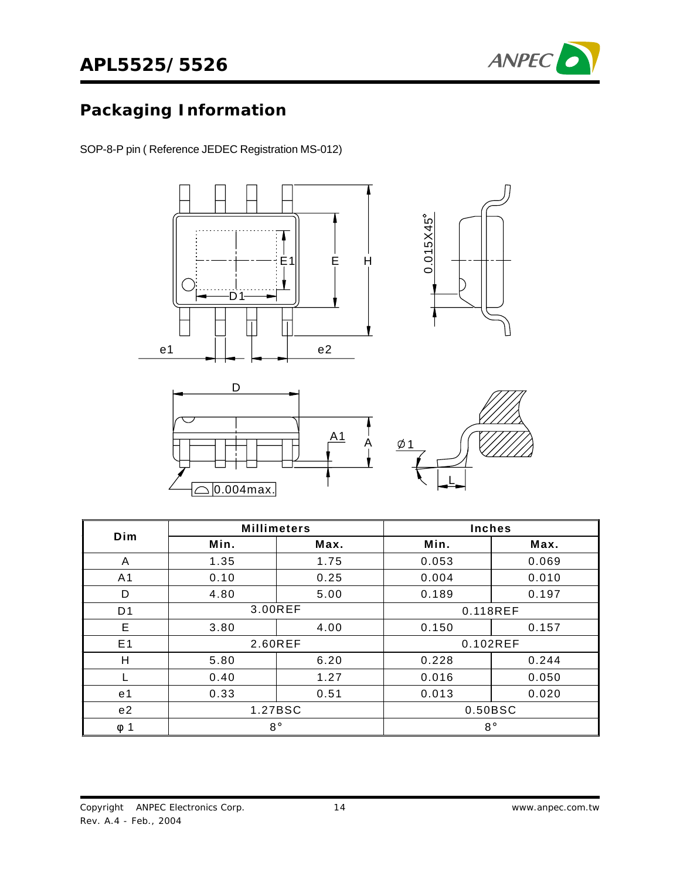## Packaging Information

SOP-8-P pin ( Reference JEDEC Registration MS-012)

| Dim | Millimeters | | Inches | |
|---|---|---|---|---|
| | Min. | Max. | Min. | Max. |
| A | 1.35 | 1.75 | 0.053 | 0.069 |
| A1 | 0.10 | 0.25 | 0.004 | 0.010 |
| D | 4.80 | 5.00 | 0.189 | 0.197 |
| D1 | 3.00REF | | 0.118REF | |
| E | 3.80 | 4.00 | 0.150 | 0.157 |
| E1 | 2.60REF | | 0.102REF | |
| H | 5.80 | 6.20 | 0.228 | 0.244 |
| L | 0.40 | 1.27 | 0.016 | 0.050 |
| e1 | 0.33 | 0.51 | 0.013 | 0.020 |
| e2 | 1.27BSC | | 0.50BSC | |
| φ 1 | 8° | | 8° | |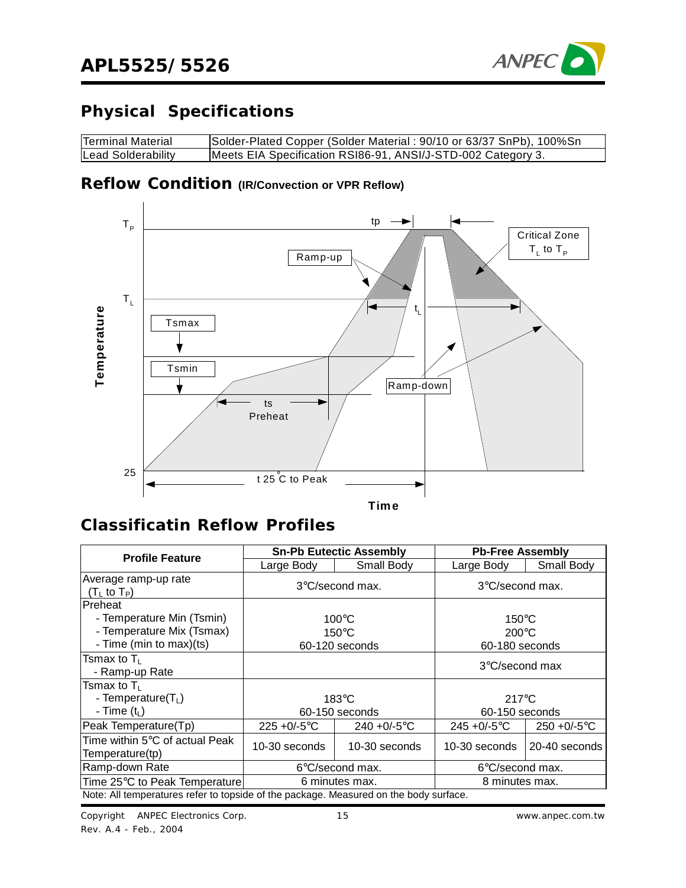## Physical Specifications

| | |
|---|---|
| Terminal Material | Solder-Plated Copper (Solder Material : 90/10 or 63/37 SnPb), 100%Sn |
| Lead Solderability | Meets EIA Specification RSI86-91, ANSI/J-STD-002 Category 3. |

## Reflow Condition (IR/Convection or VPR Reflow)

## Classificatin Reflow Profiles

| Profile Feature | Sn-Pb Eutectic Assembly | | Pb-Free Assembly | |
|---|---|---|---|---|
| | Large Body | Small Body | Large Body | Small Body |
| Average ramp-up rate ($T_L$ to $T_P$) | 3°C/second max. | | 3°C/second max. | |
| Preheat<br>- Temperature Min (Tsmin)<br>- Temperature Mix (Tsmax)<br>- Time (min to max)(ts) | 100°C<br>150°C<br>60-120 seconds | | 150°C<br>200°C<br>60-180 seconds | |
| Tsmax to $T_L$<br>- Ramp-up Rate | | | 3°C/second max | |
| Tsmax to $T_L$<br>- Temperature($T_L$)<br>- Time ($t_L$) | 183°C<br>60-150 seconds | | 217°C<br>60-150 seconds | |
| Peak Temperature(Tp) | 225 +0/-5°C | 240 +0/-5°C | 245 +0/-5°C | 250 +0/-5°C |
| Time within 5°C of actual Peak Temperature(tp) | 10-30 seconds | 10-30 seconds | 10-30 seconds | 20-40 seconds |
| Ramp-down Rate | 6°C/second max. | | 6°C/second max. | |
| Time 25°C to Peak Temperature | 6 minutes max. | | 8 minutes max. | |

Note: All temperatures refer to topside of the package. Measured on the body surface.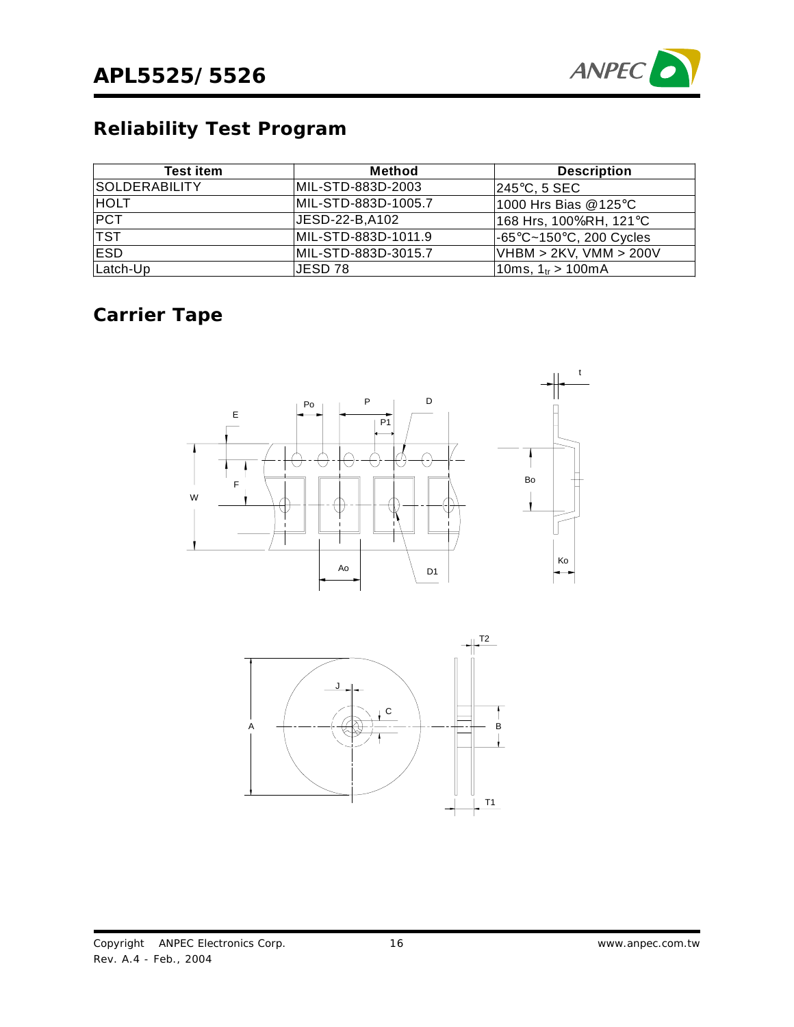## Reliability Test Program

| Test item | Method | Description |
|---|---|---|
| SOLDERABILITY | MIL-STD-883D-2003 | 245°C, 5 SEC |
| HOLT | MIL-STD-883D-1005.7 | 1000 Hrs Bias @125°C |
| PCT | JESD-22-B,A102 | 168 Hrs, 100%RH, 121°C |
| TST | MIL-STD-883D-1011.9 | -65°C~150°C, 200 Cycles |
| ESD | MIL-STD-883D-3015.7 | VHBM > 2KV, VMM > 200V |
| Latch-Up | JESD 78 | 10ms, $1_{tr}$ > 100mA |

## Carrier Tape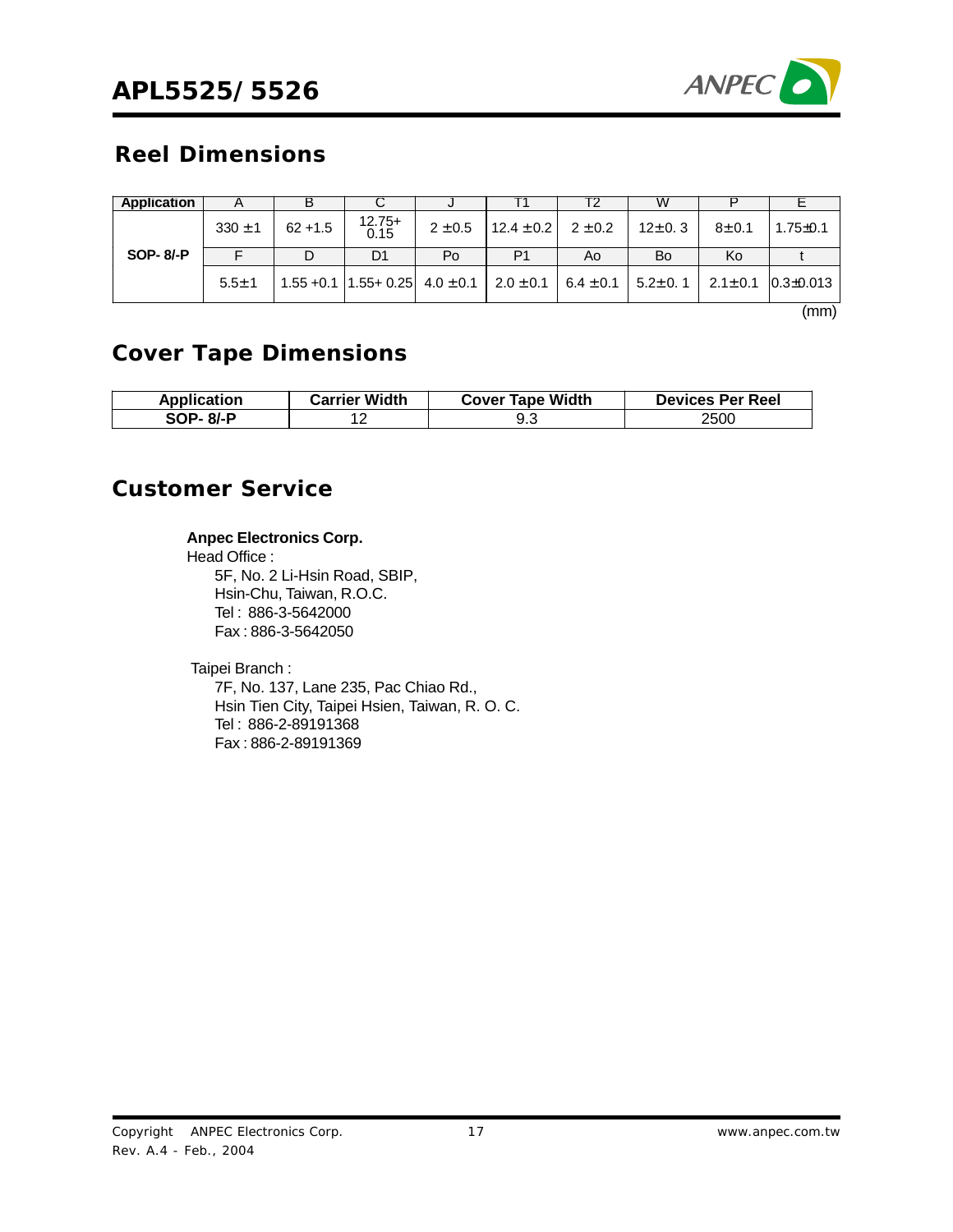## Reel Dimensions

| Application | A | B | C | J | T1 | T2 | W | P | E |
|---|---|---|---|---|---|---|---|---|---|
| SOP- 8/-P | 330 ±1 | 62 +1.5 | 12.75+ 0.15 | 2 ±0.5 | 12.4 ±0.2 | 2 ±0.2 | 12±0. 3 | 8±0.1 | 1.75±0.1 |
| | F | D | D1 | Po | P1 | Ao | Bo | Ko | t |
| | 5.5±1 | 1.55 +0.1 | 1.55+ 0.25 | 4.0 ±0.1 | 2.0 ±0.1 | 6.4 ±0.1 | 5.2±0. 1 | 2.1±0.1 | 0.3±0.013 |

(mm)

## Cover Tape Dimensions

| Application | Carrier Width | Cover Tape Width | Devices Per Reel |
|---|---|---|---|
| SOP- 8/-P | 12 | 9.3 | 2500 |

## Customer Service

**Anpec Electronics Corp.**

Head Office :

5F, No. 2 Li-Hsin Road, SBIP,
Hsin-Chu, Taiwan, R.O.C.
Tel : 886-3-5642000
Fax : 886-3-5642050

Taipei Branch :

7F, No. 137, Lane 235, Pac Chiao Rd.,
Hsin Tien City, Taipei Hsien, Taiwan, R. O. C.
Tel : 886-2-89191368
Fax : 886-2-89191369

Copyright ANPEC Electronics Corp.
Rev. A.4 - Feb., 2004